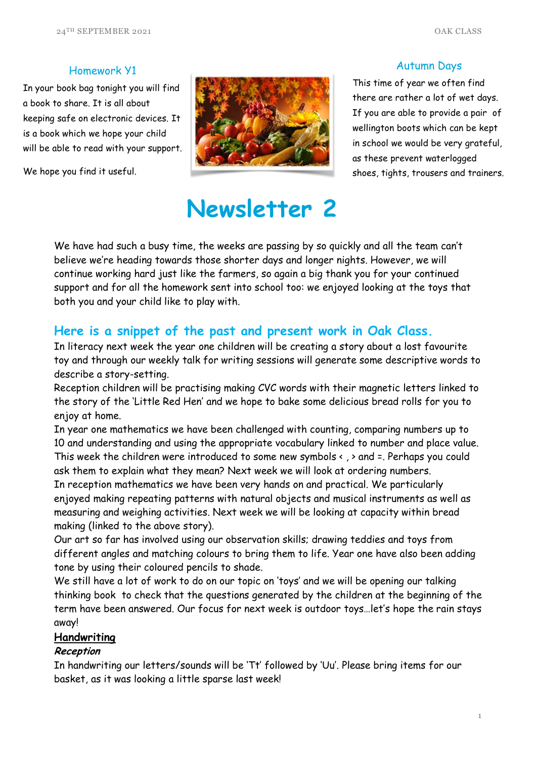### Homework Y1

In your book bag tonight you will find a book to share. It is all about keeping safe on electronic devices. It is a book which we hope your child will be able to read with your support.

We hope you find it useful.

### Autumn Days

This time of year we often find there are rather a lot of wet days. If you are able to provide a pair of wellington boots which can be kept in school we would be very grateful, as these prevent waterlogged shoes, tights, trousers and trainers.

# Newsletter 2

We have had such a busy time, the weeks are passing by so quickly and all the team can't believe we're heading towards those shorter days and longer nights. However, we will continue working hard just like the farmers, so again a big thank you for your continued support and for all the homework sent into school too: we enjoyed looking at the toys that both you and your child like to play with.

## Here is a snippet of the past and present work in Oak Class.

In literacy next week the year one children will be creating a story about a lost favourite toy and through our weekly talk for writing sessions will generate some descriptive words to describe a story-setting.

Reception children will be practising making CVC words with their magnetic letters linked to the story of the 'Little Red Hen' and we hope to bake some delicious bread rolls for you to enjoy at home.

In year one mathematics we have been challenged with counting, comparing numbers up to 10 and understanding and using the appropriate vocabulary linked to number and place value. This week the children were introduced to some new symbols < , > and =. Perhaps you could ask them to explain what they mean? Next week we will look at ordering numbers.

In reception mathematics we have been very hands on and practical. We particularly enjoyed making repeating patterns with natural objects and musical instruments as well as measuring and weighing activities. Next week we will be looking at capacity within bread making (linked to the above story).

Our art so far has involved using our observation skills; drawing teddies and toys from different angles and matching colours to bring them to life. Year one have also been adding tone by using their coloured pencils to shade.

We still have a lot of work to do on our topic on 'toys' and we will be opening our talking thinking book to check that the questions generated by the children at the beginning of the term have been answered. Our focus for next week is outdoor toys…let's hope the rain stays away!

**Handwriting**

***Reception***

In handwriting our letters/sounds will be 'Tt' followed by 'Uu'. Please bring items for our basket, as it was looking a little sparse last week!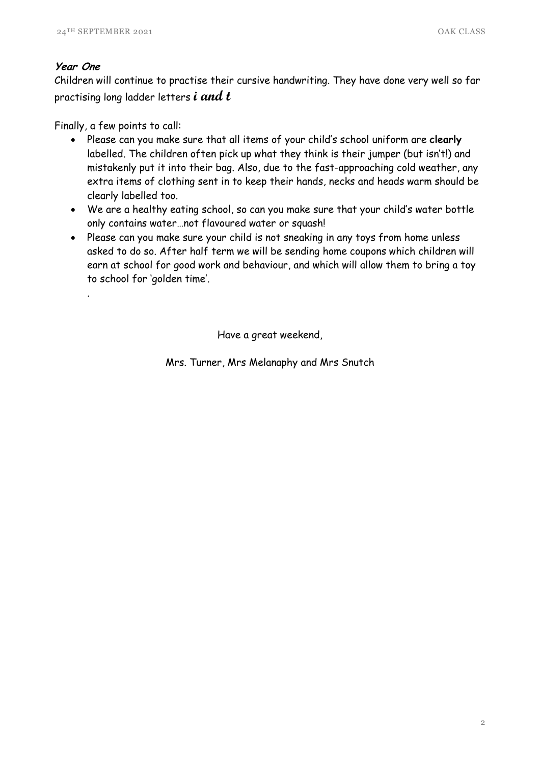***Year One***

Children will continue to practise their cursive handwriting. They have done very well so far practising long ladder letters ***i and t***

Finally, a few points to call:

- Please can you make sure that all items of your child's school uniform are **clearly** labelled. The children often pick up what they think is their jumper (but isn't!) and mistakenly put it into their bag. Also, due to the fast-approaching cold weather, any extra items of clothing sent in to keep their hands, necks and heads warm should be clearly labelled too.
- We are a healthy eating school, so can you make sure that your child's water bottle only contains water…not flavoured water or squash!
- Please can you make sure your child is not sneaking in any toys from home unless asked to do so. After half term we will be sending home coupons which children will earn at school for good work and behaviour, and which will allow them to bring a toy to school for 'golden time'.

.

Have a great weekend,

Mrs. Turner, Mrs Melanaphy and Mrs Snutch